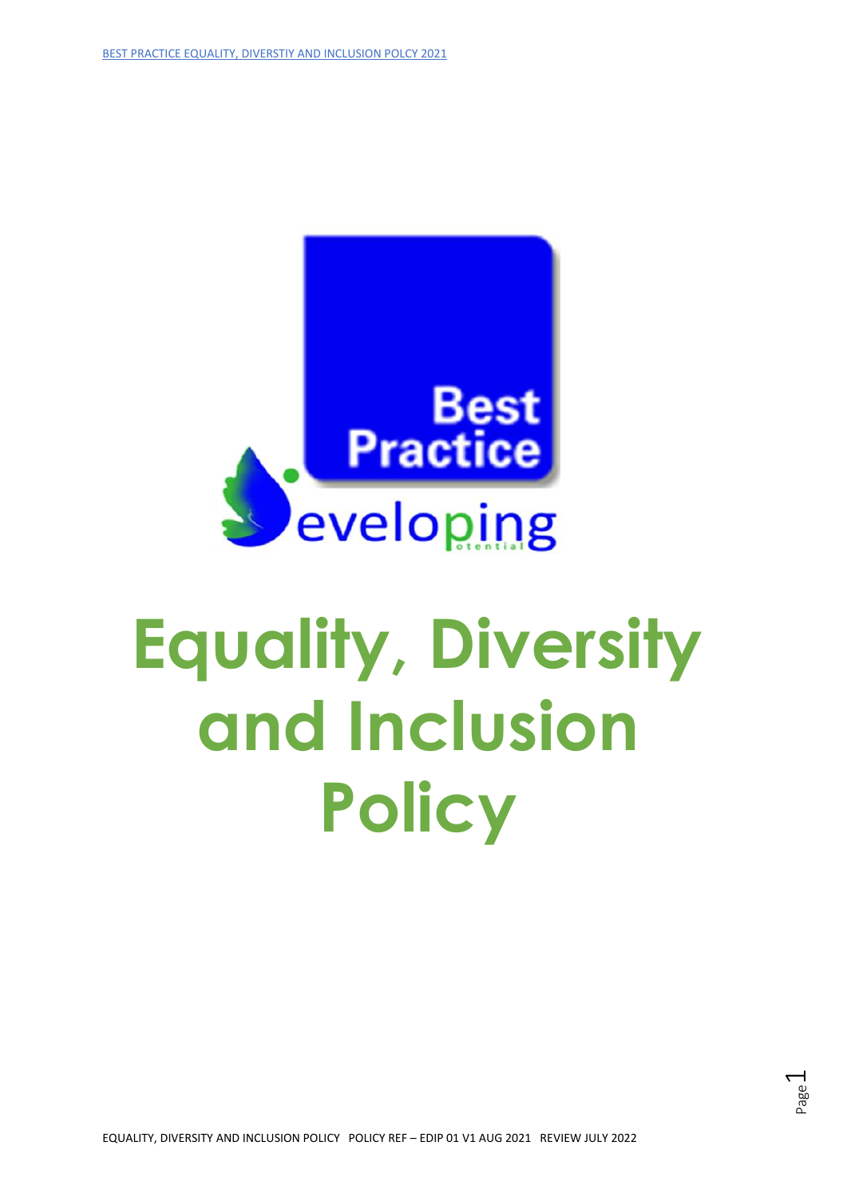# Equality, Diversity and Inclusion Policy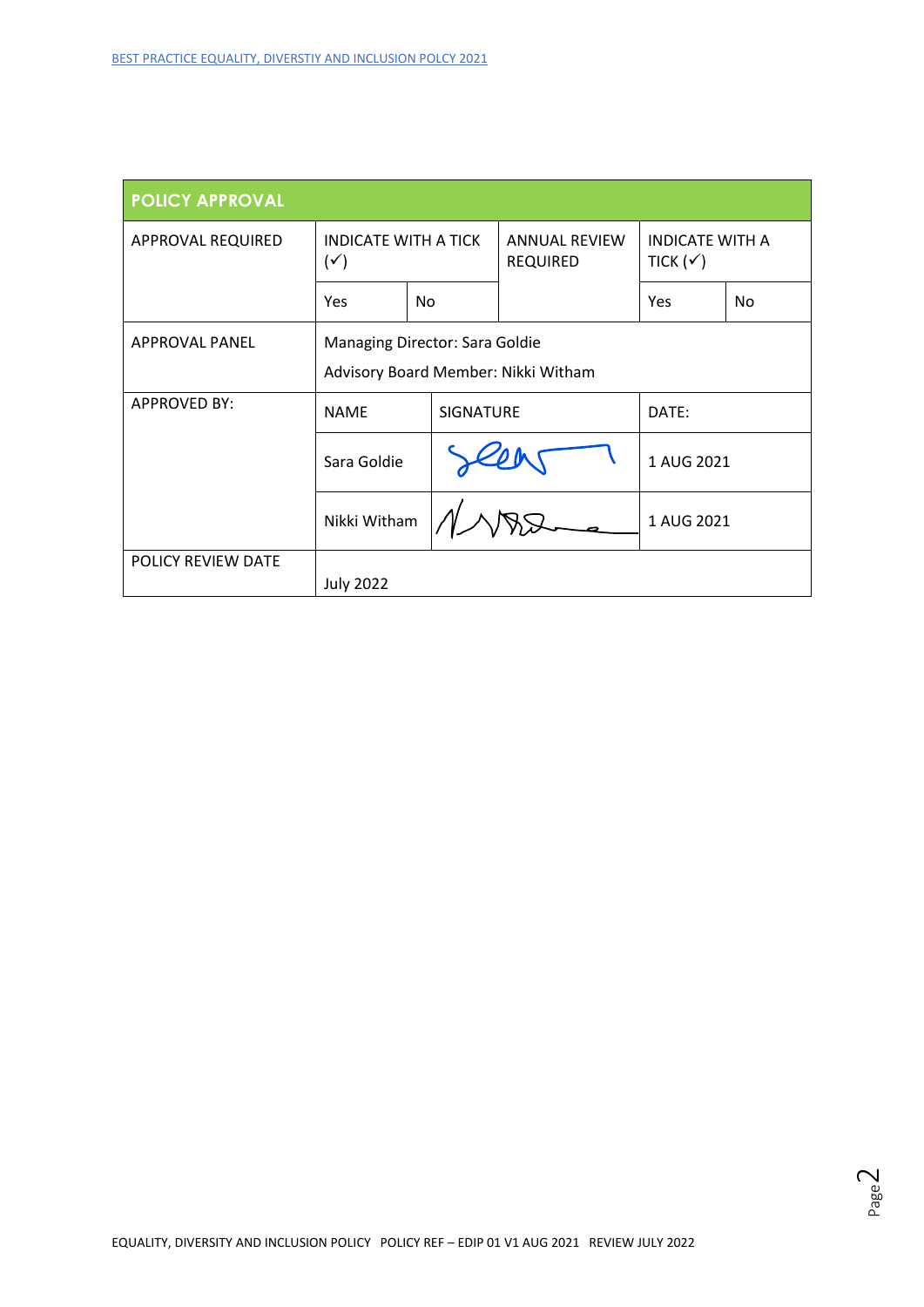| POLICY APPROVAL | | | | | |
|---|---|---|---|---|---|
| APPROVAL REQUIRED | INDICATE WITH A TICK (✓) | | ANNUAL REVIEW REQUIRED | INDICATE WITH A TICK (✓) | |
| | Yes | No | | Yes | No |
| APPROVAL PANEL | Managing Director: Sara Goldie<br>Advisory Board Member: Nikki Witham | | | | |
| APPROVED BY: | NAME | SIGNATURE | | DATE: | |
| | Sara Goldie | [signature] | | 1 AUG 2021 | |
| | Nikki Witham | [signature] | | 1 AUG 2021 | |
| POLICY REVIEW DATE | July 2022 | | | | |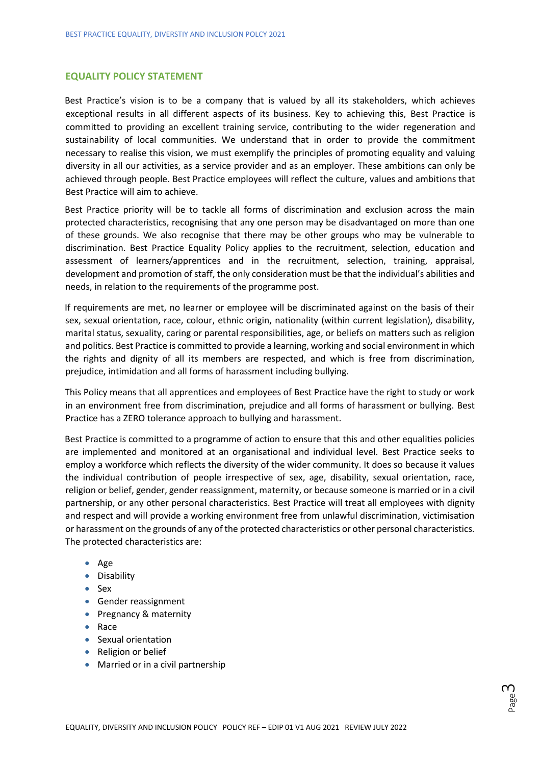## EQUALITY POLICY STATEMENT

Best Practice's vision is to be a company that is valued by all its stakeholders, which achieves exceptional results in all different aspects of its business. Key to achieving this, Best Practice is committed to providing an excellent training service, contributing to the wider regeneration and sustainability of local communities. We understand that in order to provide the commitment necessary to realise this vision, we must exemplify the principles of promoting equality and valuing diversity in all our activities, as a service provider and as an employer. These ambitions can only be achieved through people. Best Practice employees will reflect the culture, values and ambitions that Best Practice will aim to achieve.

Best Practice priority will be to tackle all forms of discrimination and exclusion across the main protected characteristics, recognising that any one person may be disadvantaged on more than one of these grounds. We also recognise that there may be other groups who may be vulnerable to discrimination. Best Practice Equality Policy applies to the recruitment, selection, education and assessment of learners/apprentices and in the recruitment, selection, training, appraisal, development and promotion of staff, the only consideration must be that the individual's abilities and needs, in relation to the requirements of the programme post.

If requirements are met, no learner or employee will be discriminated against on the basis of their sex, sexual orientation, race, colour, ethnic origin, nationality (within current legislation), disability, marital status, sexuality, caring or parental responsibilities, age, or beliefs on matters such as religion and politics. Best Practice is committed to provide a learning, working and social environment in which the rights and dignity of all its members are respected, and which is free from discrimination, prejudice, intimidation and all forms of harassment including bullying.

This Policy means that all apprentices and employees of Best Practice have the right to study or work in an environment free from discrimination, prejudice and all forms of harassment or bullying. Best Practice has a ZERO tolerance approach to bullying and harassment.

Best Practice is committed to a programme of action to ensure that this and other equalities policies are implemented and monitored at an organisational and individual level. Best Practice seeks to employ a workforce which reflects the diversity of the wider community. It does so because it values the individual contribution of people irrespective of sex, age, disability, sexual orientation, race, religion or belief, gender, gender reassignment, maternity, or because someone is married or in a civil partnership, or any other personal characteristics. Best Practice will treat all employees with dignity and respect and will provide a working environment free from unlawful discrimination, victimisation or harassment on the grounds of any of the protected characteristics or other personal characteristics. The protected characteristics are:

- Age
- Disability
- Sex
- Gender reassignment
- Pregnancy & maternity
- Race
- Sexual orientation
- Religion or belief
- Married or in a civil partnership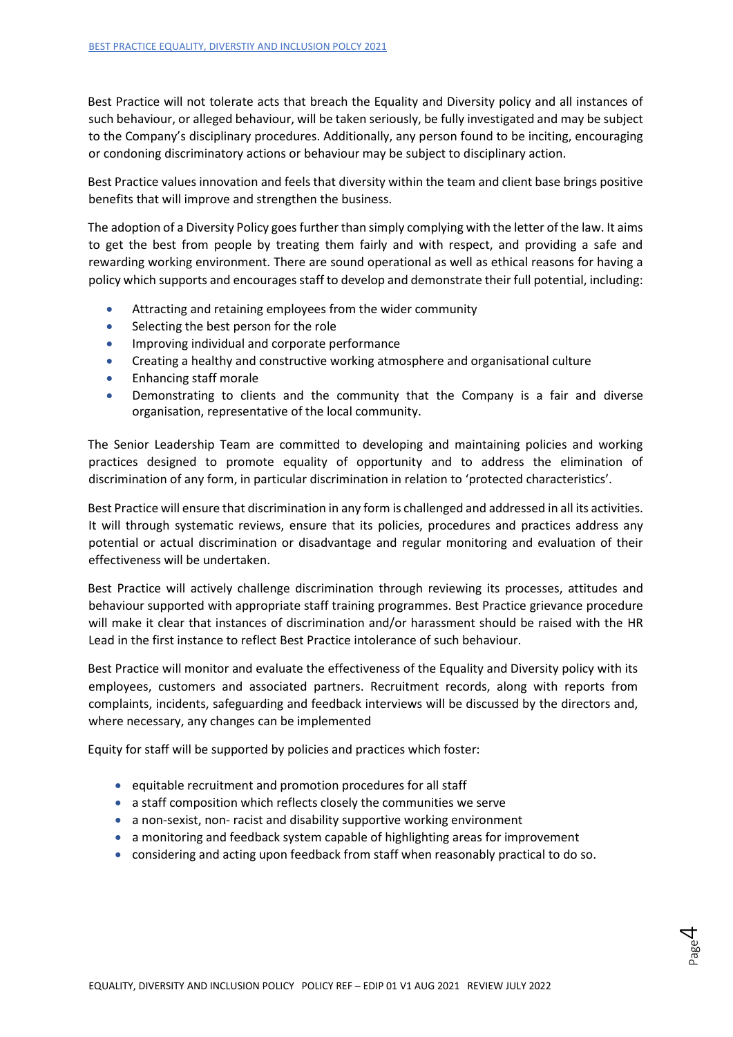Best Practice will not tolerate acts that breach the Equality and Diversity policy and all instances of such behaviour, or alleged behaviour, will be taken seriously, be fully investigated and may be subject to the Company's disciplinary procedures. Additionally, any person found to be inciting, encouraging or condoning discriminatory actions or behaviour may be subject to disciplinary action.

Best Practice values innovation and feels that diversity within the team and client base brings positive benefits that will improve and strengthen the business.

The adoption of a Diversity Policy goes further than simply complying with the letter of the law. It aims to get the best from people by treating them fairly and with respect, and providing a safe and rewarding working environment. There are sound operational as well as ethical reasons for having a policy which supports and encourages staff to develop and demonstrate their full potential, including:

- Attracting and retaining employees from the wider community
- Selecting the best person for the role
- Improving individual and corporate performance
- Creating a healthy and constructive working atmosphere and organisational culture
- Enhancing staff morale
- Demonstrating to clients and the community that the Company is a fair and diverse organisation, representative of the local community.

The Senior Leadership Team are committed to developing and maintaining policies and working practices designed to promote equality of opportunity and to address the elimination of discrimination of any form, in particular discrimination in relation to 'protected characteristics'.

Best Practice will ensure that discrimination in any form is challenged and addressed in all its activities. It will through systematic reviews, ensure that its policies, procedures and practices address any potential or actual discrimination or disadvantage and regular monitoring and evaluation of their effectiveness will be undertaken.

Best Practice will actively challenge discrimination through reviewing its processes, attitudes and behaviour supported with appropriate staff training programmes. Best Practice grievance procedure will make it clear that instances of discrimination and/or harassment should be raised with the HR Lead in the first instance to reflect Best Practice intolerance of such behaviour.

Best Practice will monitor and evaluate the effectiveness of the Equality and Diversity policy with its employees, customers and associated partners. Recruitment records, along with reports from complaints, incidents, safeguarding and feedback interviews will be discussed by the directors and, where necessary, any changes can be implemented

Equity for staff will be supported by policies and practices which foster:

- equitable recruitment and promotion procedures for all staff
- a staff composition which reflects closely the communities we serve
- a non-sexist, non- racist and disability supportive working environment
- a monitoring and feedback system capable of highlighting areas for improvement
- considering and acting upon feedback from staff when reasonably practical to do so.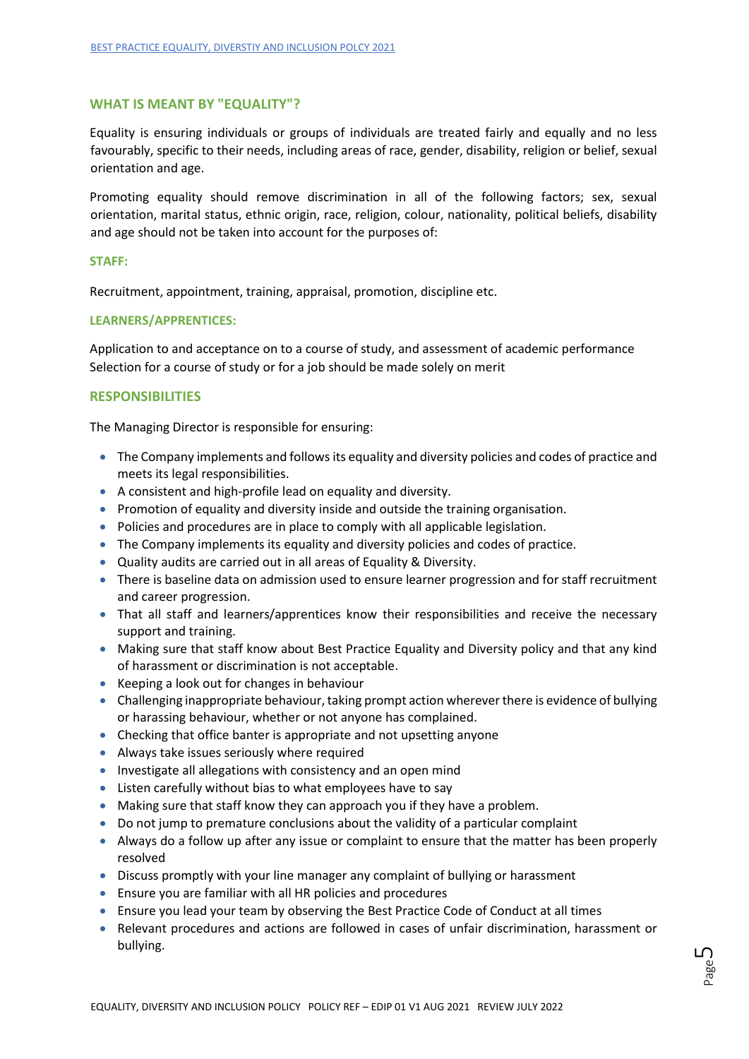## WHAT IS MEANT BY "EQUALITY"?

Equality is ensuring individuals or groups of individuals are treated fairly and equally and no less favourably, specific to their needs, including areas of race, gender, disability, religion or belief, sexual orientation and age.

Promoting equality should remove discrimination in all of the following factors; sex, sexual orientation, marital status, ethnic origin, race, religion, colour, nationality, political beliefs, disability and age should not be taken into account for the purposes of:

### STAFF:

Recruitment, appointment, training, appraisal, promotion, discipline etc.

### LEARNERS/APPRENTICES:

Application to and acceptance on to a course of study, and assessment of academic performance
Selection for a course of study or for a job should be made solely on merit

## RESPONSIBILITIES

The Managing Director is responsible for ensuring:

- The Company implements and follows its equality and diversity policies and codes of practice and meets its legal responsibilities.
- A consistent and high-profile lead on equality and diversity.
- Promotion of equality and diversity inside and outside the training organisation.
- Policies and procedures are in place to comply with all applicable legislation.
- The Company implements its equality and diversity policies and codes of practice.
- Quality audits are carried out in all areas of Equality & Diversity.
- There is baseline data on admission used to ensure learner progression and for staff recruitment and career progression.
- That all staff and learners/apprentices know their responsibilities and receive the necessary support and training.
- Making sure that staff know about Best Practice Equality and Diversity policy and that any kind of harassment or discrimination is not acceptable.
- Keeping a look out for changes in behaviour
- Challenging inappropriate behaviour, taking prompt action wherever there is evidence of bullying or harassing behaviour, whether or not anyone has complained.
- Checking that office banter is appropriate and not upsetting anyone
- Always take issues seriously where required
- Investigate all allegations with consistency and an open mind
- Listen carefully without bias to what employees have to say
- Making sure that staff know they can approach you if they have a problem.
- Do not jump to premature conclusions about the validity of a particular complaint
- Always do a follow up after any issue or complaint to ensure that the matter has been properly resolved
- Discuss promptly with your line manager any complaint of bullying or harassment
- Ensure you are familiar with all HR policies and procedures
- Ensure you lead your team by observing the Best Practice Code of Conduct at all times
- Relevant procedures and actions are followed in cases of unfair discrimination, harassment or bullying.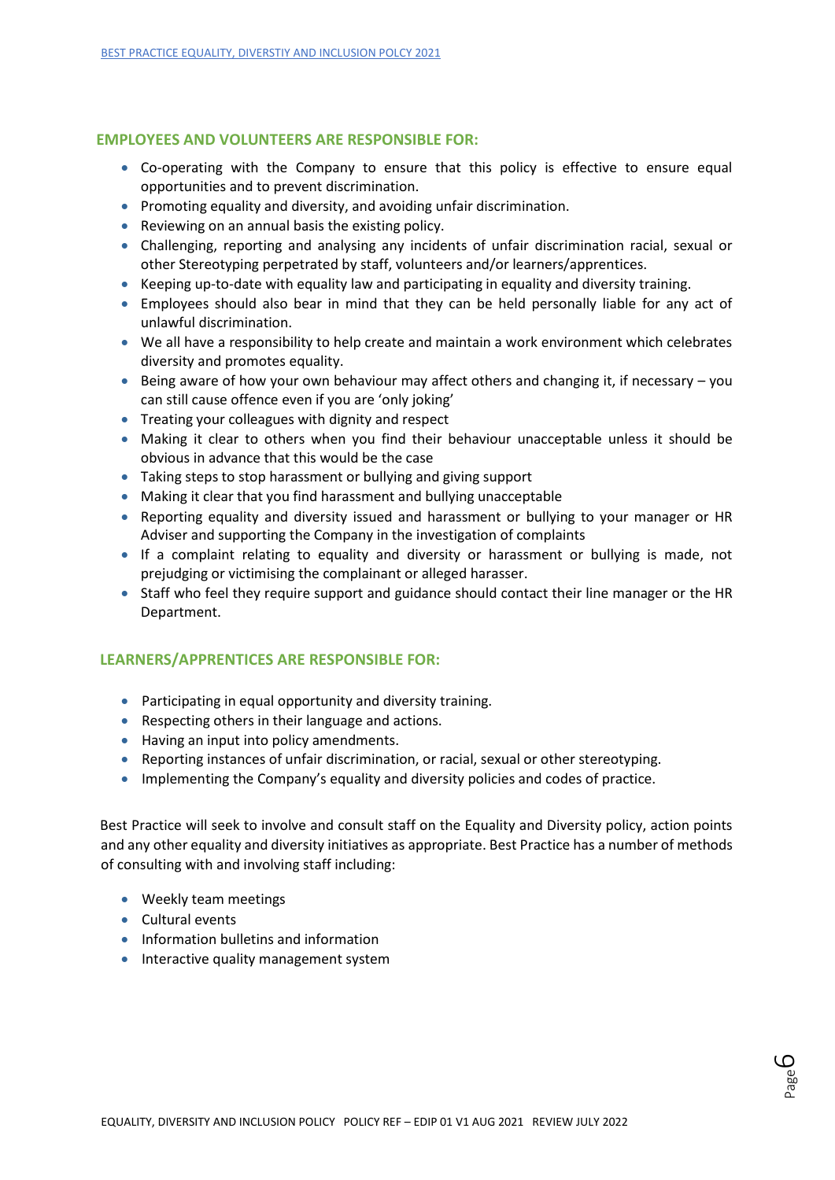### EMPLOYEES AND VOLUNTEERS ARE RESPONSIBLE FOR:

- Co-operating with the Company to ensure that this policy is effective to ensure equal opportunities and to prevent discrimination.
- Promoting equality and diversity, and avoiding unfair discrimination.
- Reviewing on an annual basis the existing policy.
- Challenging, reporting and analysing any incidents of unfair discrimination racial, sexual or other Stereotyping perpetrated by staff, volunteers and/or learners/apprentices.
- Keeping up-to-date with equality law and participating in equality and diversity training.
- Employees should also bear in mind that they can be held personally liable for any act of unlawful discrimination.
- We all have a responsibility to help create and maintain a work environment which celebrates diversity and promotes equality.
- Being aware of how your own behaviour may affect others and changing it, if necessary – you can still cause offence even if you are 'only joking'
- Treating your colleagues with dignity and respect
- Making it clear to others when you find their behaviour unacceptable unless it should be obvious in advance that this would be the case
- Taking steps to stop harassment or bullying and giving support
- Making it clear that you find harassment and bullying unacceptable
- Reporting equality and diversity issued and harassment or bullying to your manager or HR Adviser and supporting the Company in the investigation of complaints
- If a complaint relating to equality and diversity or harassment or bullying is made, not prejudging or victimising the complainant or alleged harasser.
- Staff who feel they require support and guidance should contact their line manager or the HR Department.

### LEARNERS/APPRENTICES ARE RESPONSIBLE FOR:

- Participating in equal opportunity and diversity training.
- Respecting others in their language and actions.
- Having an input into policy amendments.
- Reporting instances of unfair discrimination, or racial, sexual or other stereotyping.
- Implementing the Company's equality and diversity policies and codes of practice.

Best Practice will seek to involve and consult staff on the Equality and Diversity policy, action points and any other equality and diversity initiatives as appropriate. Best Practice has a number of methods of consulting with and involving staff including:

- Weekly team meetings
- Cultural events
- Information bulletins and information
- Interactive quality management system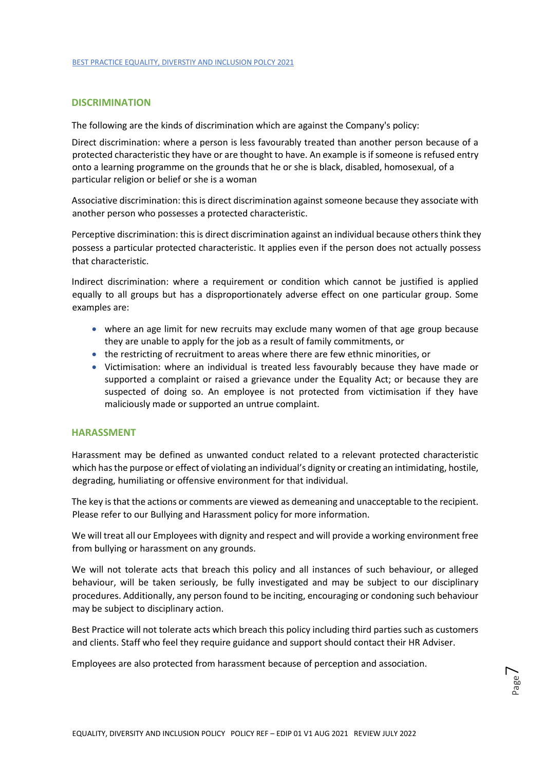## DISCRIMINATION

The following are the kinds of discrimination which are against the Company's policy:

Direct discrimination: where a person is less favourably treated than another person because of a protected characteristic they have or are thought to have. An example is if someone is refused entry onto a learning programme on the grounds that he or she is black, disabled, homosexual, of a particular religion or belief or she is a woman

Associative discrimination: this is direct discrimination against someone because they associate with another person who possesses a protected characteristic.

Perceptive discrimination: this is direct discrimination against an individual because others think they possess a particular protected characteristic. It applies even if the person does not actually possess that characteristic.

Indirect discrimination: where a requirement or condition which cannot be justified is applied equally to all groups but has a disproportionately adverse effect on one particular group. Some examples are:

- where an age limit for new recruits may exclude many women of that age group because they are unable to apply for the job as a result of family commitments, or
- the restricting of recruitment to areas where there are few ethnic minorities, or
- Victimisation: where an individual is treated less favourably because they have made or supported a complaint or raised a grievance under the Equality Act; or because they are suspected of doing so. An employee is not protected from victimisation if they have maliciously made or supported an untrue complaint.

## HARASSMENT

Harassment may be defined as unwanted conduct related to a relevant protected characteristic which has the purpose or effect of violating an individual's dignity or creating an intimidating, hostile, degrading, humiliating or offensive environment for that individual.

The key is that the actions or comments are viewed as demeaning and unacceptable to the recipient. Please refer to our Bullying and Harassment policy for more information.

We will treat all our Employees with dignity and respect and will provide a working environment free from bullying or harassment on any grounds.

We will not tolerate acts that breach this policy and all instances of such behaviour, or alleged behaviour, will be taken seriously, be fully investigated and may be subject to our disciplinary procedures. Additionally, any person found to be inciting, encouraging or condoning such behaviour may be subject to disciplinary action.

Best Practice will not tolerate acts which breach this policy including third parties such as customers and clients. Staff who feel they require guidance and support should contact their HR Adviser.

Employees are also protected from harassment because of perception and association.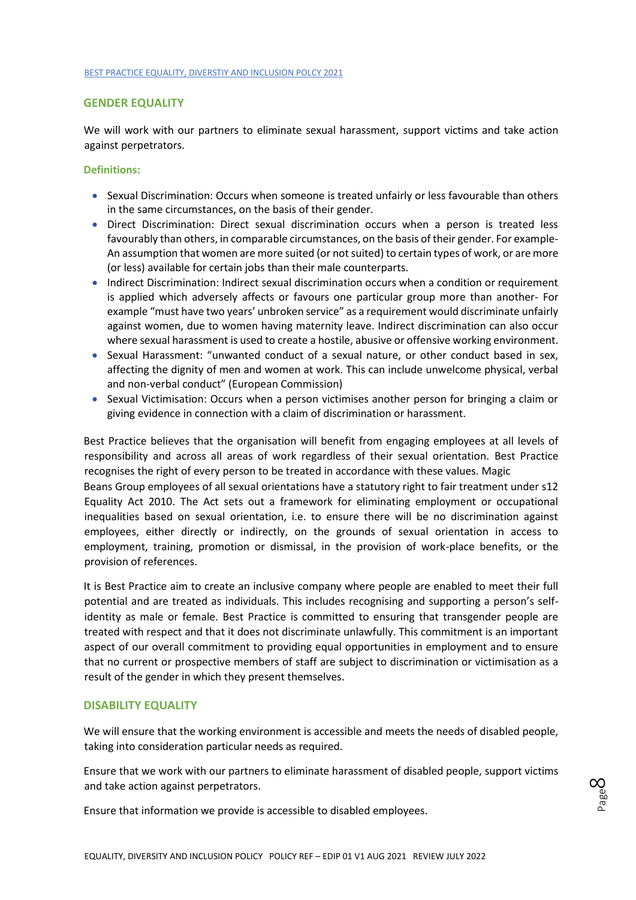## GENDER EQUALITY

We will work with our partners to eliminate sexual harassment, support victims and take action against perpetrators.

### Definitions:

- Sexual Discrimination: Occurs when someone is treated unfairly or less favourable than others in the same circumstances, on the basis of their gender.
- Direct Discrimination: Direct sexual discrimination occurs when a person is treated less favourably than others, in comparable circumstances, on the basis of their gender. For example- An assumption that women are more suited (or not suited) to certain types of work, or are more (or less) available for certain jobs than their male counterparts.
- Indirect Discrimination: Indirect sexual discrimination occurs when a condition or requirement is applied which adversely affects or favours one particular group more than another- For example "must have two years' unbroken service" as a requirement would discriminate unfairly against women, due to women having maternity leave. Indirect discrimination can also occur where sexual harassment is used to create a hostile, abusive or offensive working environment.
- Sexual Harassment: "unwanted conduct of a sexual nature, or other conduct based in sex, affecting the dignity of men and women at work. This can include unwelcome physical, verbal and non-verbal conduct" (European Commission)
- Sexual Victimisation: Occurs when a person victimises another person for bringing a claim or giving evidence in connection with a claim of discrimination or harassment.

Best Practice believes that the organisation will benefit from engaging employees at all levels of responsibility and across all areas of work regardless of their sexual orientation. Best Practice recognises the right of every person to be treated in accordance with these values. Magic Beans Group employees of all sexual orientations have a statutory right to fair treatment under s12 Equality Act 2010. The Act sets out a framework for eliminating employment or occupational inequalities based on sexual orientation, i.e. to ensure there will be no discrimination against employees, either directly or indirectly, on the grounds of sexual orientation in access to employment, training, promotion or dismissal, in the provision of work-place benefits, or the provision of references.

It is Best Practice aim to create an inclusive company where people are enabled to meet their full potential and are treated as individuals. This includes recognising and supporting a person's self-identity as male or female. Best Practice is committed to ensuring that transgender people are treated with respect and that it does not discriminate unlawfully. This commitment is an important aspect of our overall commitment to providing equal opportunities in employment and to ensure that no current or prospective members of staff are subject to discrimination or victimisation as a result of the gender in which they present themselves.

## DISABILITY EQUALITY

We will ensure that the working environment is accessible and meets the needs of disabled people, taking into consideration particular needs as required.

Ensure that we work with our partners to eliminate harassment of disabled people, support victims and take action against perpetrators.

Ensure that information we provide is accessible to disabled employees.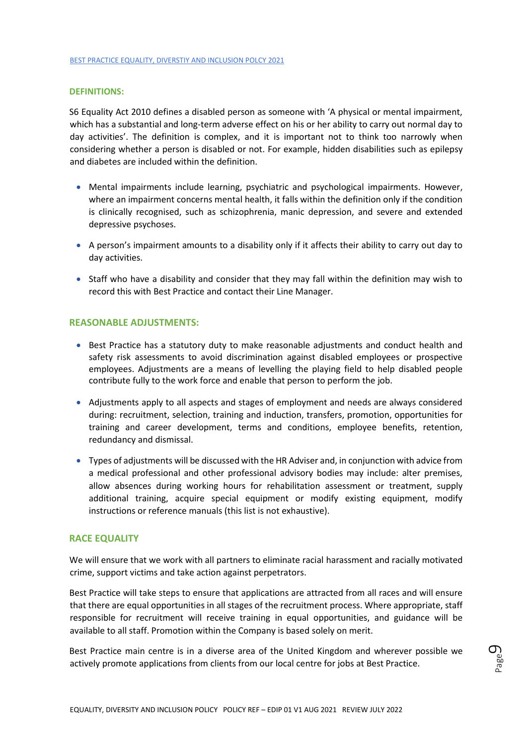## DEFINITIONS:

S6 Equality Act 2010 defines a disabled person as someone with 'A physical or mental impairment, which has a substantial and long-term adverse effect on his or her ability to carry out normal day to day activities'. The definition is complex, and it is important not to think too narrowly when considering whether a person is disabled or not. For example, hidden disabilities such as epilepsy and diabetes are included within the definition.

- Mental impairments include learning, psychiatric and psychological impairments. However, where an impairment concerns mental health, it falls within the definition only if the condition is clinically recognised, such as schizophrenia, manic depression, and severe and extended depressive psychoses.
- A person's impairment amounts to a disability only if it affects their ability to carry out day to day activities.
- Staff who have a disability and consider that they may fall within the definition may wish to record this with Best Practice and contact their Line Manager.

## REASONABLE ADJUSTMENTS:

- Best Practice has a statutory duty to make reasonable adjustments and conduct health and safety risk assessments to avoid discrimination against disabled employees or prospective employees. Adjustments are a means of levelling the playing field to help disabled people contribute fully to the work force and enable that person to perform the job.
- Adjustments apply to all aspects and stages of employment and needs are always considered during: recruitment, selection, training and induction, transfers, promotion, opportunities for training and career development, terms and conditions, employee benefits, retention, redundancy and dismissal.
- Types of adjustments will be discussed with the HR Adviser and, in conjunction with advice from a medical professional and other professional advisory bodies may include: alter premises, allow absences during working hours for rehabilitation assessment or treatment, supply additional training, acquire special equipment or modify existing equipment, modify instructions or reference manuals (this list is not exhaustive).

## RACE EQUALITY

We will ensure that we work with all partners to eliminate racial harassment and racially motivated crime, support victims and take action against perpetrators.

Best Practice will take steps to ensure that applications are attracted from all races and will ensure that there are equal opportunities in all stages of the recruitment process. Where appropriate, staff responsible for recruitment will receive training in equal opportunities, and guidance will be available to all staff. Promotion within the Company is based solely on merit.

Best Practice main centre is in a diverse area of the United Kingdom and wherever possible we actively promote applications from clients from our local centre for jobs at Best Practice.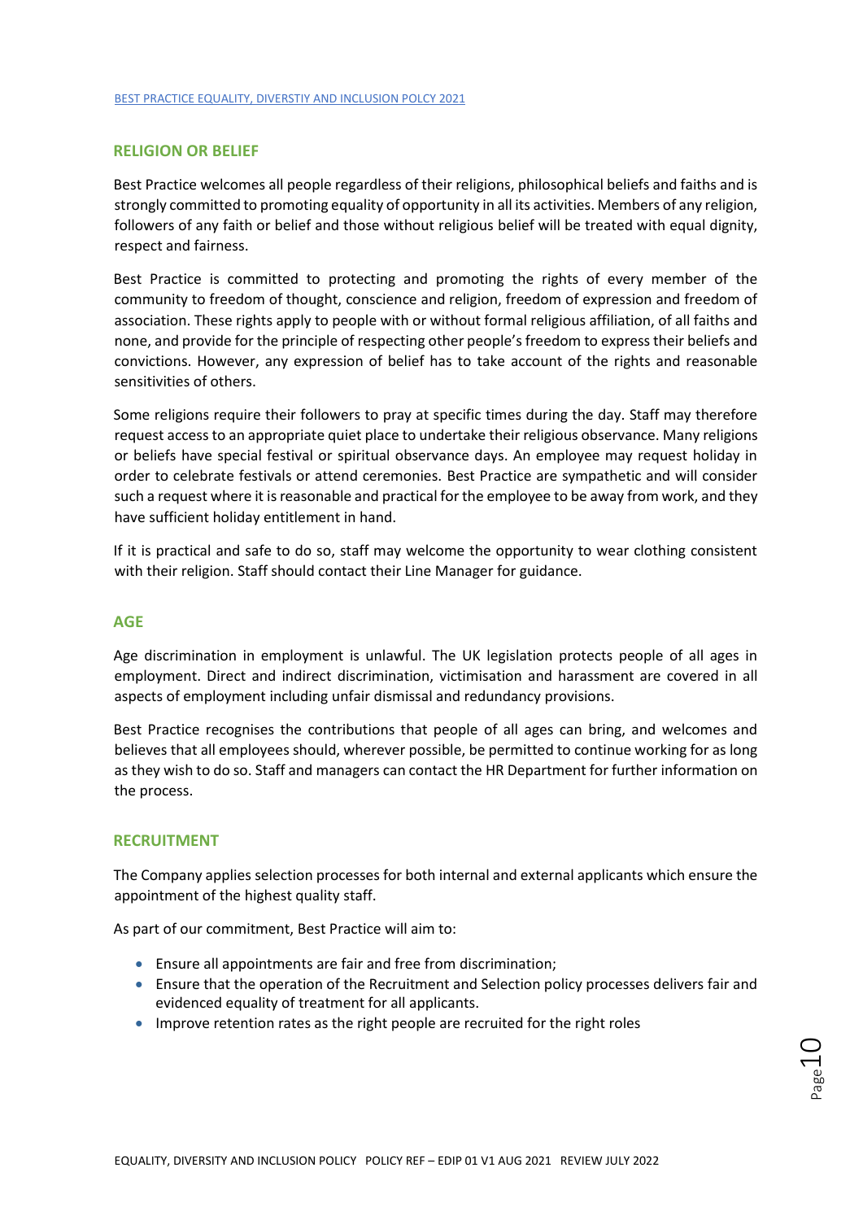## RELIGION OR BELIEF

Best Practice welcomes all people regardless of their religions, philosophical beliefs and faiths and is strongly committed to promoting equality of opportunity in all its activities. Members of any religion, followers of any faith or belief and those without religious belief will be treated with equal dignity, respect and fairness.

Best Practice is committed to protecting and promoting the rights of every member of the community to freedom of thought, conscience and religion, freedom of expression and freedom of association. These rights apply to people with or without formal religious affiliation, of all faiths and none, and provide for the principle of respecting other people's freedom to express their beliefs and convictions. However, any expression of belief has to take account of the rights and reasonable sensitivities of others.

Some religions require their followers to pray at specific times during the day. Staff may therefore request access to an appropriate quiet place to undertake their religious observance. Many religions or beliefs have special festival or spiritual observance days. An employee may request holiday in order to celebrate festivals or attend ceremonies. Best Practice are sympathetic and will consider such a request where it is reasonable and practical for the employee to be away from work, and they have sufficient holiday entitlement in hand.

If it is practical and safe to do so, staff may welcome the opportunity to wear clothing consistent with their religion. Staff should contact their Line Manager for guidance.

## AGE

Age discrimination in employment is unlawful. The UK legislation protects people of all ages in employment. Direct and indirect discrimination, victimisation and harassment are covered in all aspects of employment including unfair dismissal and redundancy provisions.

Best Practice recognises the contributions that people of all ages can bring, and welcomes and believes that all employees should, wherever possible, be permitted to continue working for as long as they wish to do so. Staff and managers can contact the HR Department for further information on the process.

## RECRUITMENT

The Company applies selection processes for both internal and external applicants which ensure the appointment of the highest quality staff.

As part of our commitment, Best Practice will aim to:

- Ensure all appointments are fair and free from discrimination;
- Ensure that the operation of the Recruitment and Selection policy processes delivers fair and evidenced equality of treatment for all applicants.
- Improve retention rates as the right people are recruited for the right roles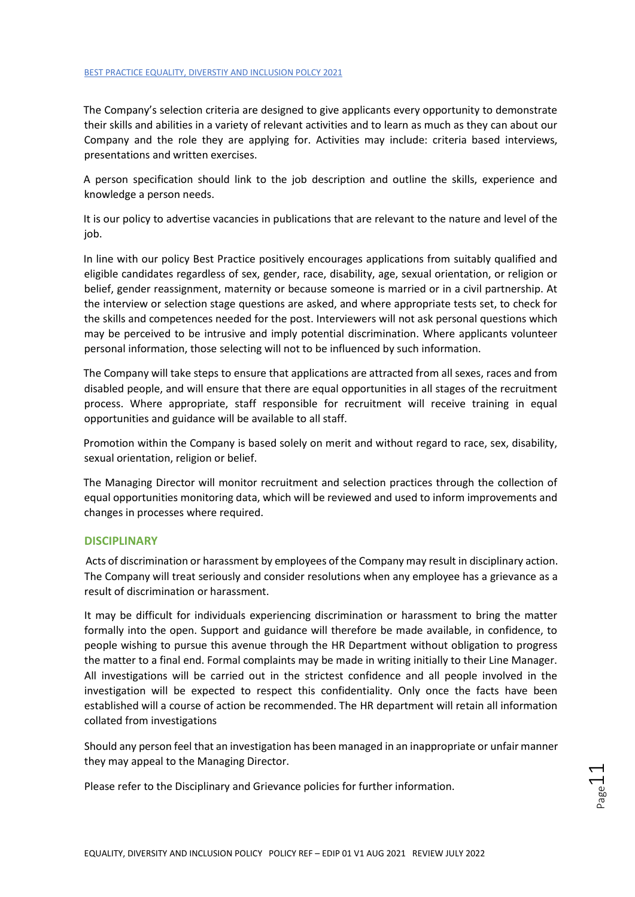The Company's selection criteria are designed to give applicants every opportunity to demonstrate their skills and abilities in a variety of relevant activities and to learn as much as they can about our Company and the role they are applying for. Activities may include: criteria based interviews, presentations and written exercises.

A person specification should link to the job description and outline the skills, experience and knowledge a person needs.

It is our policy to advertise vacancies in publications that are relevant to the nature and level of the job.

In line with our policy Best Practice positively encourages applications from suitably qualified and eligible candidates regardless of sex, gender, race, disability, age, sexual orientation, or religion or belief, gender reassignment, maternity or because someone is married or in a civil partnership. At the interview or selection stage questions are asked, and where appropriate tests set, to check for the skills and competences needed for the post. Interviewers will not ask personal questions which may be perceived to be intrusive and imply potential discrimination. Where applicants volunteer personal information, those selecting will not to be influenced by such information.

The Company will take steps to ensure that applications are attracted from all sexes, races and from disabled people, and will ensure that there are equal opportunities in all stages of the recruitment process. Where appropriate, staff responsible for recruitment will receive training in equal opportunities and guidance will be available to all staff.

Promotion within the Company is based solely on merit and without regard to race, sex, disability, sexual orientation, religion or belief.

The Managing Director will monitor recruitment and selection practices through the collection of equal opportunities monitoring data, which will be reviewed and used to inform improvements and changes in processes where required.

## DISCIPLINARY

Acts of discrimination or harassment by employees of the Company may result in disciplinary action. The Company will treat seriously and consider resolutions when any employee has a grievance as a result of discrimination or harassment.

It may be difficult for individuals experiencing discrimination or harassment to bring the matter formally into the open. Support and guidance will therefore be made available, in confidence, to people wishing to pursue this avenue through the HR Department without obligation to progress the matter to a final end. Formal complaints may be made in writing initially to their Line Manager. All investigations will be carried out in the strictest confidence and all people involved in the investigation will be expected to respect this confidentiality. Only once the facts have been established will a course of action be recommended. The HR department will retain all information collated from investigations

Should any person feel that an investigation has been managed in an inappropriate or unfair manner they may appeal to the Managing Director.

Please refer to the Disciplinary and Grievance policies for further information.